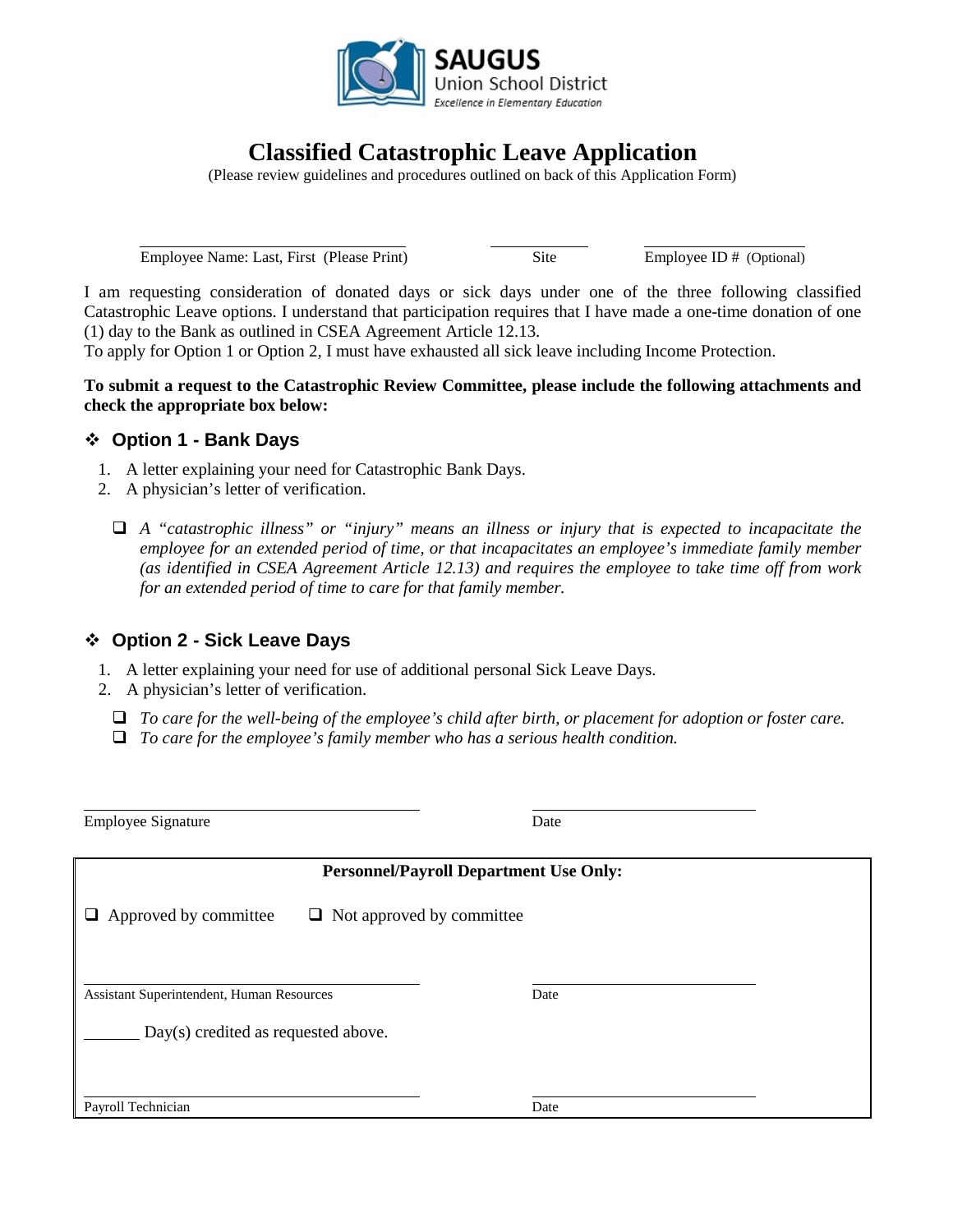SAUGUS
Union School District
*Excellence in Elementary Education*

# Classified Catastrophic Leave Application

(Please review guidelines and procedures outlined on back of this Application Form)

\_\_\_\_\_\_\_\_\_\_\_\_\_\_\_\_\_\_\_\_\_\_\_\_\_\_\_\_\_\_\_\_ \_\_\_\_\_\_\_\_\_\_\_\_ \_\_\_\_\_\_\_\_\_\_\_\_\_\_\_\_\_\_\_\_

Employee Name: Last, First (Please Print) Site Employee ID # (Optional)

I am requesting consideration of donated days or sick days under one of the three following classified Catastrophic Leave options. I understand that participation requires that I have made a one-time donation of one (1) day to the Bank as outlined in CSEA Agreement Article 12.13.
To apply for Option 1 or Option 2, I must have exhausted all sick leave including Income Protection.

**To submit a request to the Catastrophic Review Committee, please include the following attachments and check the appropriate box below:**

## ❖ Option 1 - Bank Days

1. A letter explaining your need for Catastrophic Bank Days.
2. A physician's letter of verification.

- ❑ *A "catastrophic illness" or "injury" means an illness or injury that is expected to incapacitate the employee for an extended period of time, or that incapacitates an employee's immediate family member (as identified in CSEA Agreement Article 12.13) and requires the employee to take time off from work for an extended period of time to care for that family member.*

## ❖ Option 2 - Sick Leave Days

1. A letter explaining your need for use of additional personal Sick Leave Days.
2. A physician's letter of verification.

- ❑ *To care for the well-being of the employee's child after birth, or placement for adoption or foster care.*
- ❑ *To care for the employee's family member who has a serious health condition.*

\_\_\_\_\_\_\_\_\_\_\_\_\_\_\_\_\_\_\_\_\_\_\_\_\_\_\_\_\_\_\_\_ \_\_\_\_\_\_\_\_\_\_\_\_\_\_\_\_\_\_\_\_

Employee Signature Date

**Personnel/Payroll Department Use Only:**

❑ Approved by committee ❑ Not approved by committee

\_\_\_\_\_\_\_\_\_\_\_\_\_\_\_\_\_\_\_\_\_\_\_\_\_\_\_\_\_\_\_\_ \_\_\_\_\_\_\_\_\_\_\_\_\_\_\_\_\_\_\_\_

Assistant Superintendent, Human Resources Date

\_\_\_\_\_\_\_ Day(s) credited as requested above.

\_\_\_\_\_\_\_\_\_\_\_\_\_\_\_\_\_\_\_\_\_\_\_\_\_\_\_\_\_\_\_\_ \_\_\_\_\_\_\_\_\_\_\_\_\_\_\_\_\_\_\_\_

Payroll Technician Date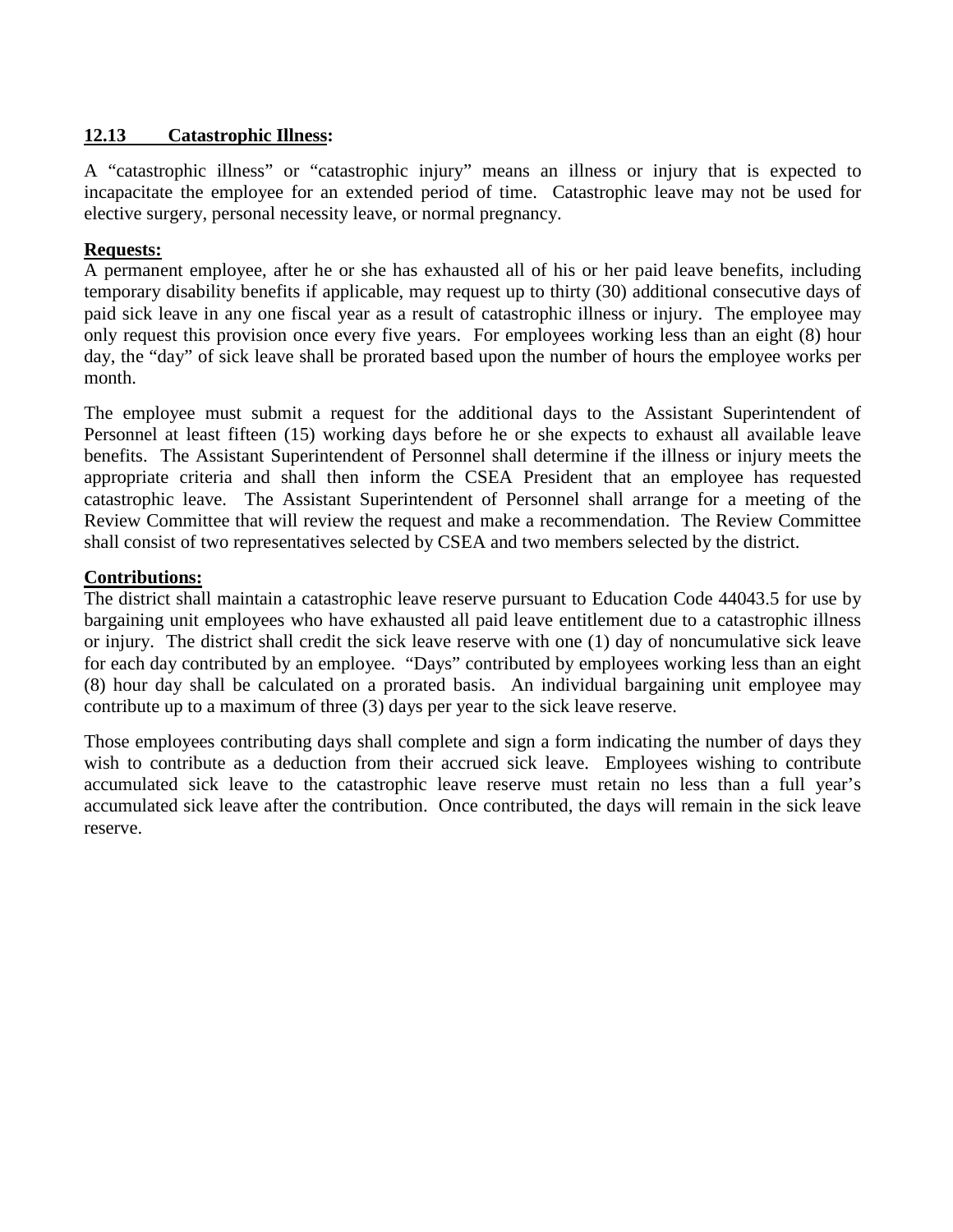## 12.13 Catastrophic Illness:

A "catastrophic illness" or "catastrophic injury" means an illness or injury that is expected to incapacitate the employee for an extended period of time. Catastrophic leave may not be used for elective surgery, personal necessity leave, or normal pregnancy.

**Requests:**

A permanent employee, after he or she has exhausted all of his or her paid leave benefits, including temporary disability benefits if applicable, may request up to thirty (30) additional consecutive days of paid sick leave in any one fiscal year as a result of catastrophic illness or injury. The employee may only request this provision once every five years. For employees working less than an eight (8) hour day, the "day" of sick leave shall be prorated based upon the number of hours the employee works per month.

The employee must submit a request for the additional days to the Assistant Superintendent of Personnel at least fifteen (15) working days before he or she expects to exhaust all available leave benefits. The Assistant Superintendent of Personnel shall determine if the illness or injury meets the appropriate criteria and shall then inform the CSEA President that an employee has requested catastrophic leave. The Assistant Superintendent of Personnel shall arrange for a meeting of the Review Committee that will review the request and make a recommendation. The Review Committee shall consist of two representatives selected by CSEA and two members selected by the district.

**Contributions:**

The district shall maintain a catastrophic leave reserve pursuant to Education Code 44043.5 for use by bargaining unit employees who have exhausted all paid leave entitlement due to a catastrophic illness or injury. The district shall credit the sick leave reserve with one (1) day of noncumulative sick leave for each day contributed by an employee. "Days" contributed by employees working less than an eight (8) hour day shall be calculated on a prorated basis. An individual bargaining unit employee may contribute up to a maximum of three (3) days per year to the sick leave reserve.

Those employees contributing days shall complete and sign a form indicating the number of days they wish to contribute as a deduction from their accrued sick leave. Employees wishing to contribute accumulated sick leave to the catastrophic leave reserve must retain no less than a full year's accumulated sick leave after the contribution. Once contributed, the days will remain in the sick leave reserve.